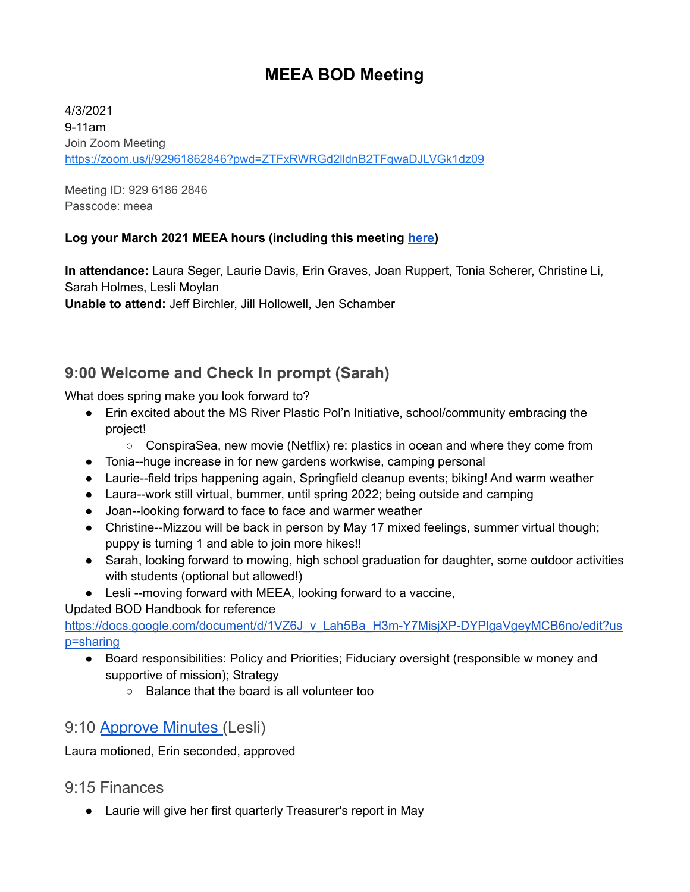# MEEA BOD Meeting

4/3/2021
9-11am
Join Zoom Meeting
https://zoom.us/j/92961862846?pwd=ZTFxRWRGd2lldnB2TFgwaDJLVGk1dz09

Meeting ID: 929 6186 2846
Passcode: meea

**Log your March 2021 MEEA hours (including this meeting here)**

**In attendance:** Laura Seger, Laurie Davis, Erin Graves, Joan Ruppert, Tonia Scherer, Christine Li, Sarah Holmes, Lesli Moylan
**Unable to attend:** Jeff Birchler, Jill Hollowell, Jen Schamber

## 9:00 Welcome and Check In prompt (Sarah)

What does spring make you look forward to?

- Erin excited about the MS River Plastic Pol'n Initiative, school/community embracing the project!
  - ConspiraSea, new movie (Netflix) re: plastics in ocean and where they come from
- Tonia--huge increase in for new gardens workwise, camping personal
- Laurie--field trips happening again, Springfield cleanup events; biking! And warm weather
- Laura--work still virtual, bummer, until spring 2022; being outside and camping
- Joan--looking forward to face to face and warmer weather
- Christine--Mizzou will be back in person by May 17 mixed feelings, summer virtual though; puppy is turning 1 and able to join more hikes!!
- Sarah, looking forward to mowing, high school graduation for daughter, some outdoor activities with students (optional but allowed!)
- Lesli --moving forward with MEEA, looking forward to a vaccine,

Updated BOD Handbook for reference
https://docs.google.com/document/d/1VZ6J_v_Lah5Ba_H3m-Y7MisjXP-DYPlgaVgeyMCB6no/edit?usp=sharing

- Board responsibilities: Policy and Priorities; Fiduciary oversight (responsible w money and supportive of mission); Strategy
  - Balance that the board is all volunteer too

## 9:10 Approve Minutes (Lesli)

Laura motioned, Erin seconded, approved

## 9:15 Finances

- Laurie will give her first quarterly Treasurer's report in May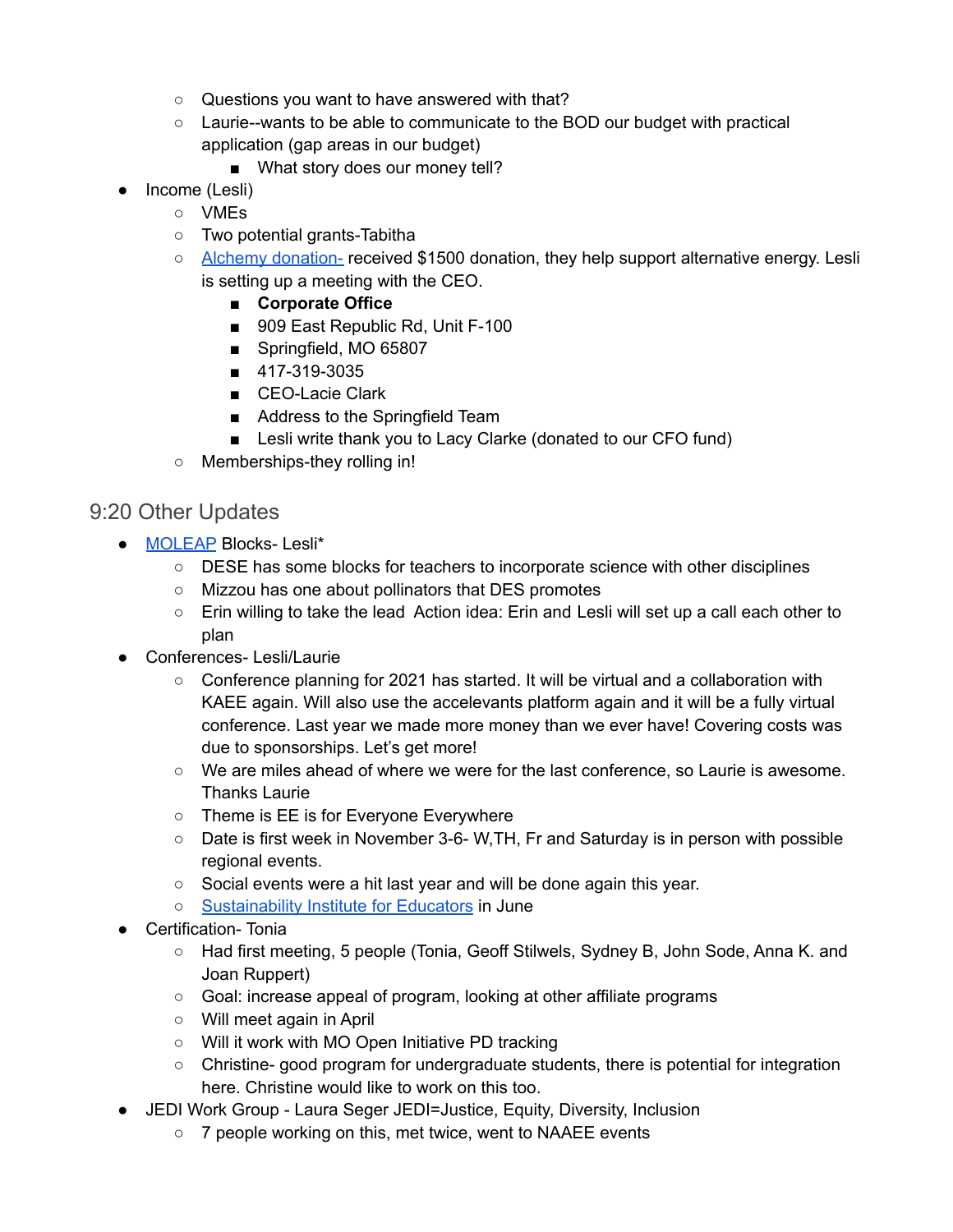- Questions you want to have answered with that?
- Laurie--wants to be able to communicate to the BOD our budget with practical application (gap areas in our budget)
  - What story does our money tell?

- Income (Lesli)
  - VMEs
  - Two potential grants-Tabitha
  - [Alchemy donation-](#) received $1500 donation, they help support alternative energy. Lesli is setting up a meeting with the CEO.
    - **Corporate Office**
    - 909 East Republic Rd, Unit F-100
    - Springfield, MO 65807
    - 417-319-3035
    - CEO-Lacie Clark
    - Address to the Springfield Team
    - Lesli write thank you to Lacy Clarke (donated to our CFO fund)
  - Memberships-they rolling in!

## 9:20 Other Updates

- [MOLEAP](#) Blocks- Lesli*
  - DESE has some blocks for teachers to incorporate science with other disciplines
  - Mizzou has one about pollinators that DES promotes
  - Erin willing to take the lead  Action idea: Erin and Lesli will set up a call each other to plan
- Conferences- Lesli/Laurie
  - Conference planning for 2021 has started. It will be virtual and a collaboration with KAEE again. Will also use the accelevants platform again and it will be a fully virtual conference. Last year we made more money than we ever have! Covering costs was due to sponsorships. Let's get more!
  - We are miles ahead of where we were for the last conference, so Laurie is awesome. Thanks Laurie
  - Theme is EE is for Everyone Everywhere
  - Date is first week in November 3-6- W,TH, Fr and Saturday is in person with possible regional events.
  - Social events were a hit last year and will be done again this year.
  - [Sustainability Institute for Educators](#) in June
- Certification- Tonia
  - Had first meeting, 5 people (Tonia, Geoff Stilwels, Sydney B, John Sode, Anna K. and Joan Ruppert)
  - Goal: increase appeal of program, looking at other affiliate programs
  - Will meet again in April
  - Will it work with MO Open Initiative PD tracking
  - Christine- good program for undergraduate students, there is potential for integration here. Christine would like to work on this too.
- JEDI Work Group - Laura Seger JEDI=Justice, Equity, Diversity, Inclusion
  - 7 people working on this, met twice, went to NAAEE events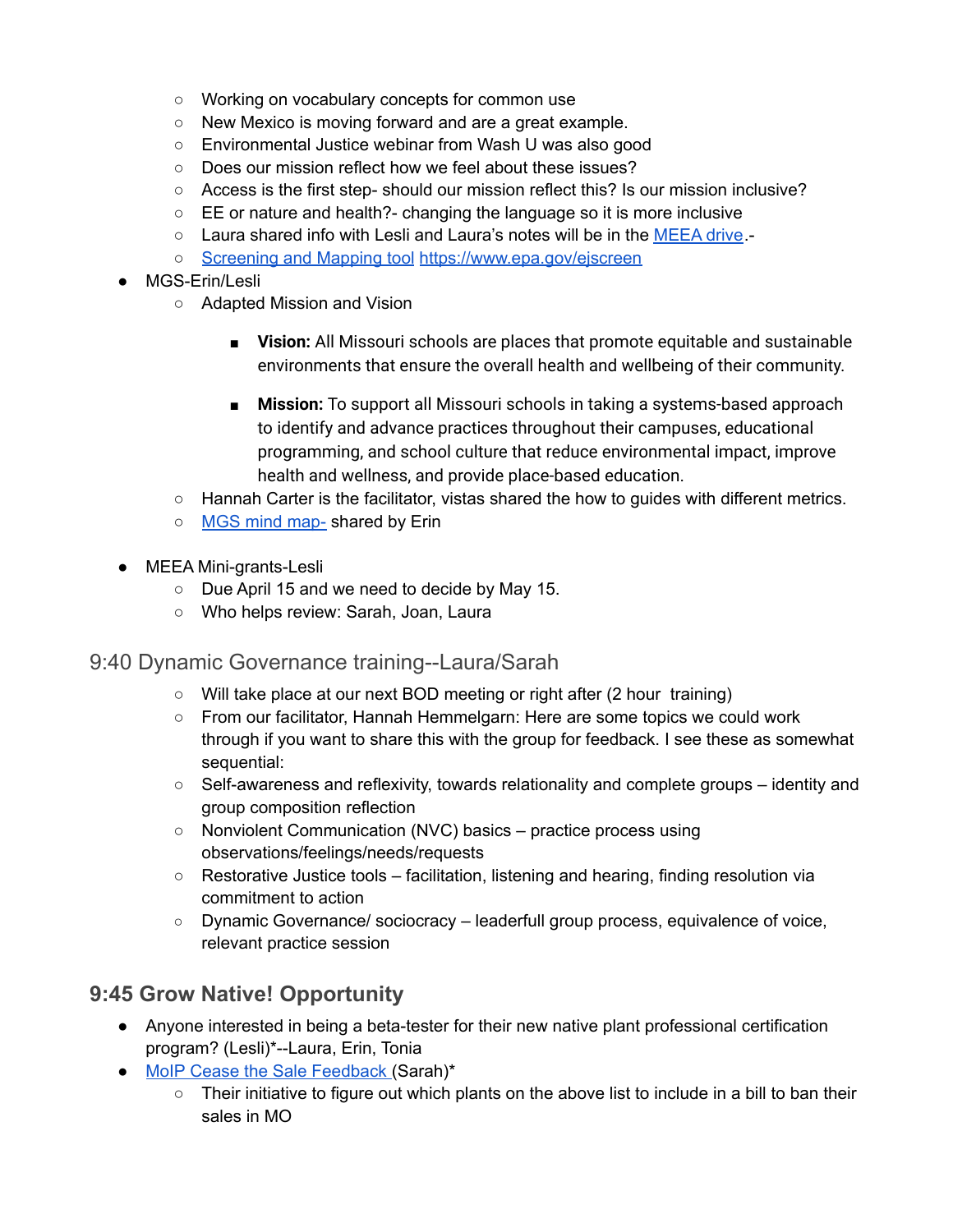- Working on vocabulary concepts for common use
  - New Mexico is moving forward and are a great example.
  - Environmental Justice webinar from Wash U was also good
  - Does our mission reflect how we feel about these issues?
  - Access is the first step- should our mission reflect this? Is our mission inclusive?
  - EE or nature and health?- changing the language so it is more inclusive
  - Laura shared info with Lesli and Laura's notes will be in the MEEA drive.-
  - Screening and Mapping tool https://www.epa.gov/ejscreen
- MGS-Erin/Lesli
  - Adapted Mission and Vision
    - **Vision:** All Missouri schools are places that promote equitable and sustainable environments that ensure the overall health and wellbeing of their community.
    - **Mission:** To support all Missouri schools in taking a systems-based approach to identify and advance practices throughout their campuses, educational programming, and school culture that reduce environmental impact, improve health and wellness, and provide place-based education.
  - Hannah Carter is the facilitator, vistas shared the how to guides with different metrics.
  - MGS mind map- shared by Erin

- MEEA Mini-grants-Lesli
  - Due April 15 and we need to decide by May 15.
  - Who helps review: Sarah, Joan, Laura

## 9:40 Dynamic Governance training--Laura/Sarah

  - Will take place at our next BOD meeting or right after (2 hour training)
  - From our facilitator, Hannah Hemmelgarn: Here are some topics we could work through if you want to share this with the group for feedback. I see these as somewhat sequential:
  - Self-awareness and reflexivity, towards relationality and complete groups – identity and group composition reflection
  - Nonviolent Communication (NVC) basics – practice process using observations/feelings/needs/requests
  - Restorative Justice tools – facilitation, listening and hearing, finding resolution via commitment to action
  - Dynamic Governance/ sociocracy – leaderfull group process, equivalence of voice, relevant practice session

## 9:45 Grow Native! Opportunity

- Anyone interested in being a beta-tester for their new native plant professional certification program? (Lesli)*--Laura, Erin, Tonia
- MoIP Cease the Sale Feedback (Sarah)*
  - Their initiative to figure out which plants on the above list to include in a bill to ban their sales in MO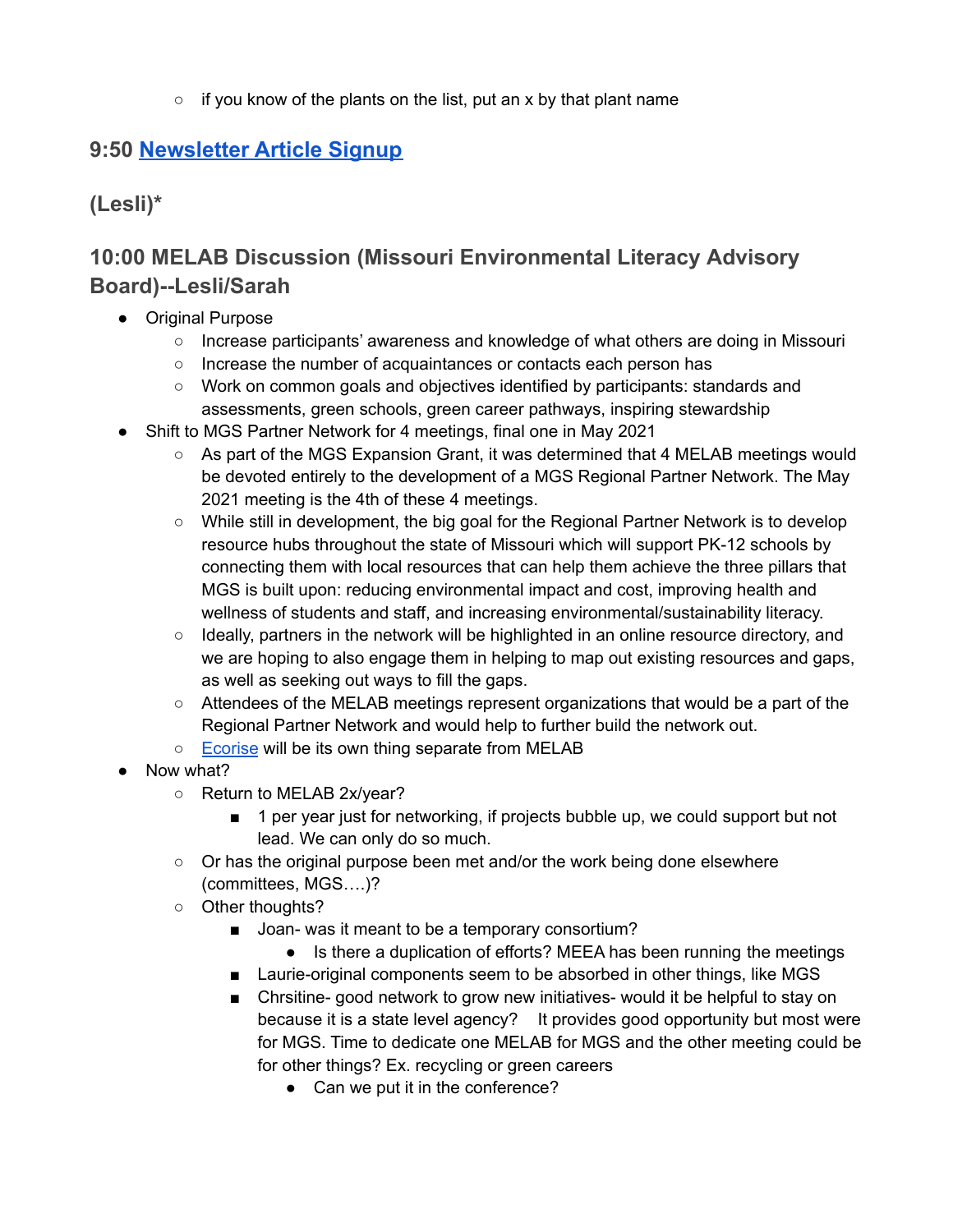- if you know of the plants on the list, put an x by that plant name

### 9:50 [Newsletter Article Signup](#)

### (Lesli)*

### 10:00 MELAB Discussion (Missouri Environmental Literacy Advisory Board)--Lesli/Sarah

- Original Purpose
  - Increase participants' awareness and knowledge of what others are doing in Missouri
  - Increase the number of acquaintances or contacts each person has
  - Work on common goals and objectives identified by participants: standards and assessments, green schools, green career pathways, inspiring stewardship
- Shift to MGS Partner Network for 4 meetings, final one in May 2021
  - As part of the MGS Expansion Grant, it was determined that 4 MELAB meetings would be devoted entirely to the development of a MGS Regional Partner Network. The May 2021 meeting is the 4th of these 4 meetings.
  - While still in development, the big goal for the Regional Partner Network is to develop resource hubs throughout the state of Missouri which will support PK-12 schools by connecting them with local resources that can help them achieve the three pillars that MGS is built upon: reducing environmental impact and cost, improving health and wellness of students and staff, and increasing environmental/sustainability literacy.
  - Ideally, partners in the network will be highlighted in an online resource directory, and we are hoping to also engage them in helping to map out existing resources and gaps, as well as seeking out ways to fill the gaps.
  - Attendees of the MELAB meetings represent organizations that would be a part of the Regional Partner Network and would help to further build the network out.
  - [Ecorise](#) will be its own thing separate from MELAB
- Now what?
  - Return to MELAB 2x/year?
    - 1 per year just for networking, if projects bubble up, we could support but not lead. We can only do so much.
  - Or has the original purpose been met and/or the work being done elsewhere (committees, MGS….)?
  - Other thoughts?
    - Joan- was it meant to be a temporary consortium?
      - Is there a duplication of efforts? MEEA has been running the meetings
    - Laurie-original components seem to be absorbed in other things, like MGS
    - Chrsitine- good network to grow new initiatives- would it be helpful to stay on because it is a state level agency?   It provides good opportunity but most were for MGS. Time to dedicate one MELAB for MGS and the other meeting could be for other things? Ex. recycling or green careers
      - Can we put it in the conference?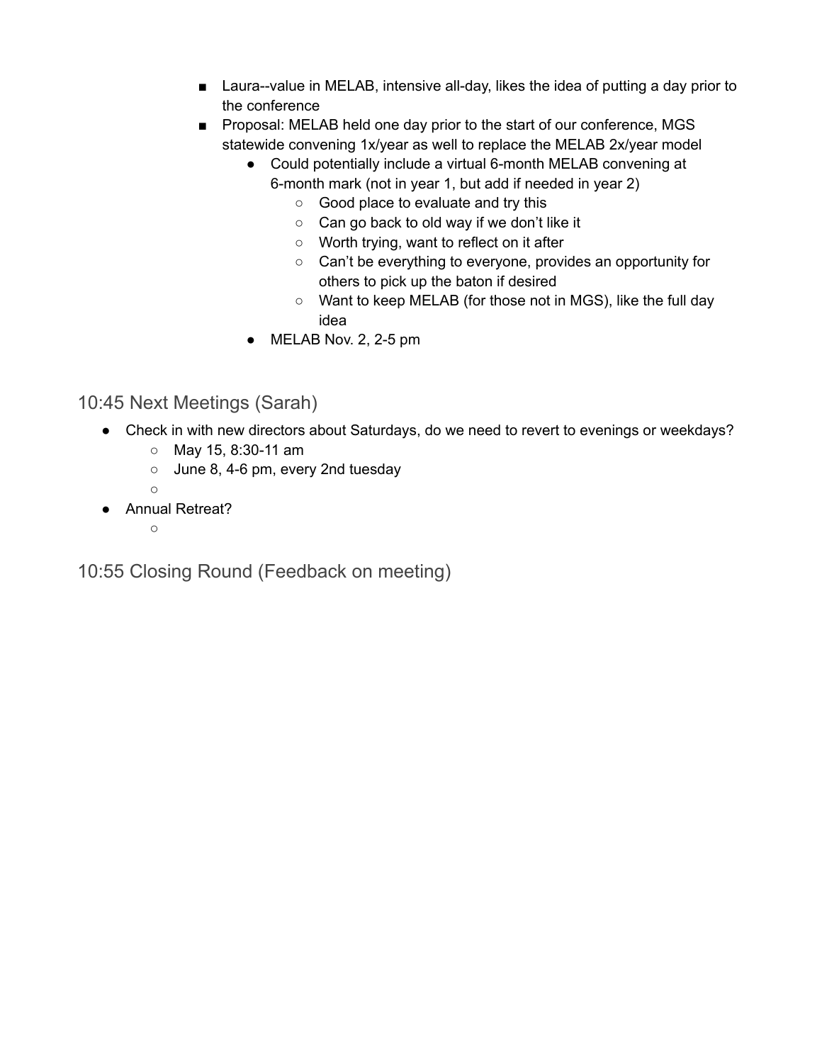- Laura--value in MELAB, intensive all-day, likes the idea of putting a day prior to the conference
        - Proposal: MELAB held one day prior to the start of our conference, MGS statewide convening 1x/year as well to replace the MELAB 2x/year model
            - Could potentially include a virtual 6-month MELAB convening at 6-month mark (not in year 1, but add if needed in year 2)
                - Good place to evaluate and try this
                - Can go back to old way if we don't like it
                - Worth trying, want to reflect on it after
                - Can't be everything to everyone, provides an opportunity for others to pick up the baton if desired
                - Want to keep MELAB (for those not in MGS), like the full day idea
            - MELAB Nov. 2, 2-5 pm

## 10:45 Next Meetings (Sarah)

- Check in with new directors about Saturdays, do we need to revert to evenings or weekdays?
    - May 15, 8:30-11 am
    - June 8, 4-6 pm, every 2nd tuesday
    - 
- Annual Retreat?
    - 

## 10:55 Closing Round (Feedback on meeting)